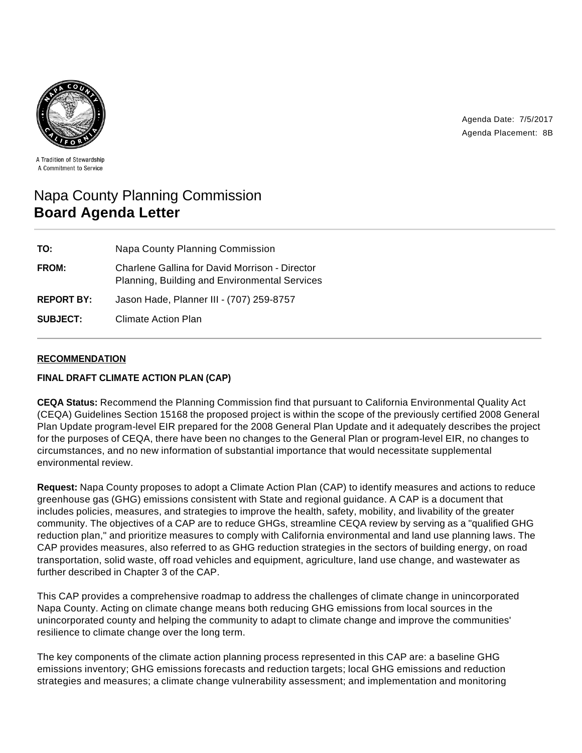A Tradition of Stewardship
A Commitment to Service

Agenda Date: 7/5/2017
Agenda Placement: 8B

# Napa County Planning Commission
## Board Agenda Letter

| | |
|---|---|
| **TO:** | Napa County Planning Commission |
| **FROM:** | Charlene Gallina for David Morrison - Director Planning, Building and Environmental Services |
| **REPORT BY:** | Jason Hade, Planner III - (707) 259-8757 |
| **SUBJECT:** | Climate Action Plan |

### RECOMMENDATION

**FINAL DRAFT CLIMATE ACTION PLAN (CAP)**

**CEQA Status:** Recommend the Planning Commission find that pursuant to California Environmental Quality Act (CEQA) Guidelines Section 15168 the proposed project is within the scope of the previously certified 2008 General Plan Update program-level EIR prepared for the 2008 General Plan Update and it adequately describes the project for the purposes of CEQA, there have been no changes to the General Plan or program-level EIR, no changes to circumstances, and no new information of substantial importance that would necessitate supplemental environmental review.

**Request:** Napa County proposes to adopt a Climate Action Plan (CAP) to identify measures and actions to reduce greenhouse gas (GHG) emissions consistent with State and regional guidance. A CAP is a document that includes policies, measures, and strategies to improve the health, safety, mobility, and livability of the greater community. The objectives of a CAP are to reduce GHGs, streamline CEQA review by serving as a "qualified GHG reduction plan," and prioritize measures to comply with California environmental and land use planning laws. The CAP provides measures, also referred to as GHG reduction strategies in the sectors of building energy, on road transportation, solid waste, off road vehicles and equipment, agriculture, land use change, and wastewater as further described in Chapter 3 of the CAP.

This CAP provides a comprehensive roadmap to address the challenges of climate change in unincorporated Napa County. Acting on climate change means both reducing GHG emissions from local sources in the unincorporated county and helping the community to adapt to climate change and improve the communities' resilience to climate change over the long term.

The key components of the climate action planning process represented in this CAP are: a baseline GHG emissions inventory; GHG emissions forecasts and reduction targets; local GHG emissions and reduction strategies and measures; a climate change vulnerability assessment; and implementation and monitoring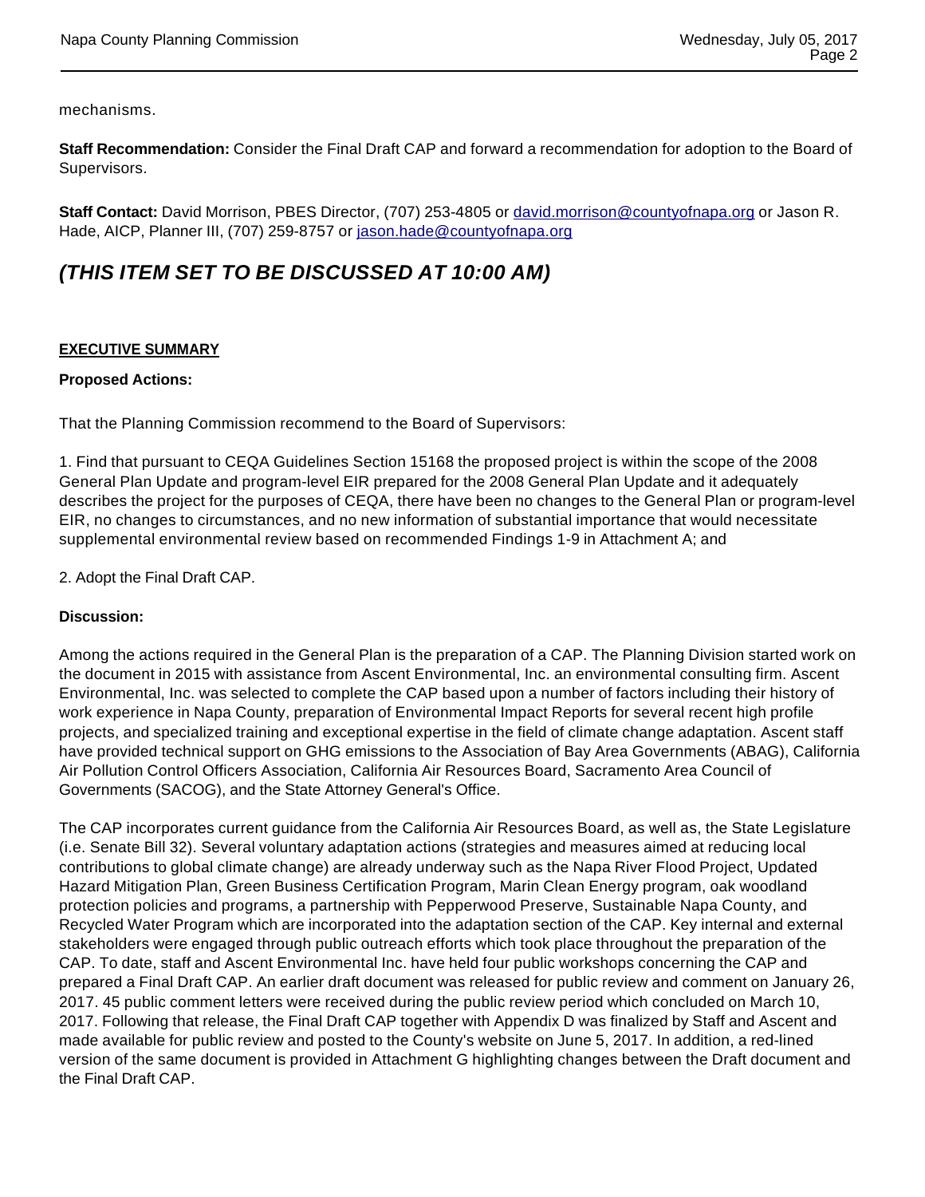mechanisms.

**Staff Recommendation:** Consider the Final Draft CAP and forward a recommendation for adoption to the Board of Supervisors.

**Staff Contact:** David Morrison, PBES Director, (707) 253-4805 or david.morrison@countyofnapa.org or Jason R. Hade, AICP, Planner III, (707) 259-8757 or jason.hade@countyofnapa.org

## *(THIS ITEM SET TO BE DISCUSSED AT 10:00 AM)*

**EXECUTIVE SUMMARY**

**Proposed Actions:**

That the Planning Commission recommend to the Board of Supervisors:

1. Find that pursuant to CEQA Guidelines Section 15168 the proposed project is within the scope of the 2008 General Plan Update and program-level EIR prepared for the 2008 General Plan Update and it adequately describes the project for the purposes of CEQA, there have been no changes to the General Plan or program-level EIR, no changes to circumstances, and no new information of substantial importance that would necessitate supplemental environmental review based on recommended Findings 1-9 in Attachment A; and

2. Adopt the Final Draft CAP.

**Discussion:**

Among the actions required in the General Plan is the preparation of a CAP. The Planning Division started work on the document in 2015 with assistance from Ascent Environmental, Inc. an environmental consulting firm. Ascent Environmental, Inc. was selected to complete the CAP based upon a number of factors including their history of work experience in Napa County, preparation of Environmental Impact Reports for several recent high profile projects, and specialized training and exceptional expertise in the field of climate change adaptation. Ascent staff have provided technical support on GHG emissions to the Association of Bay Area Governments (ABAG), California Air Pollution Control Officers Association, California Air Resources Board, Sacramento Area Council of Governments (SACOG), and the State Attorney General's Office.

The CAP incorporates current guidance from the California Air Resources Board, as well as, the State Legislature (i.e. Senate Bill 32). Several voluntary adaptation actions (strategies and measures aimed at reducing local contributions to global climate change) are already underway such as the Napa River Flood Project, Updated Hazard Mitigation Plan, Green Business Certification Program, Marin Clean Energy program, oak woodland protection policies and programs, a partnership with Pepperwood Preserve, Sustainable Napa County, and Recycled Water Program which are incorporated into the adaptation section of the CAP. Key internal and external stakeholders were engaged through public outreach efforts which took place throughout the preparation of the CAP. To date, staff and Ascent Environmental Inc. have held four public workshops concerning the CAP and prepared a Final Draft CAP. An earlier draft document was released for public review and comment on January 26, 2017. 45 public comment letters were received during the public review period which concluded on March 10, 2017. Following that release, the Final Draft CAP together with Appendix D was finalized by Staff and Ascent and made available for public review and posted to the County's website on June 5, 2017. In addition, a red-lined version of the same document is provided in Attachment G highlighting changes between the Draft document and the Final Draft CAP.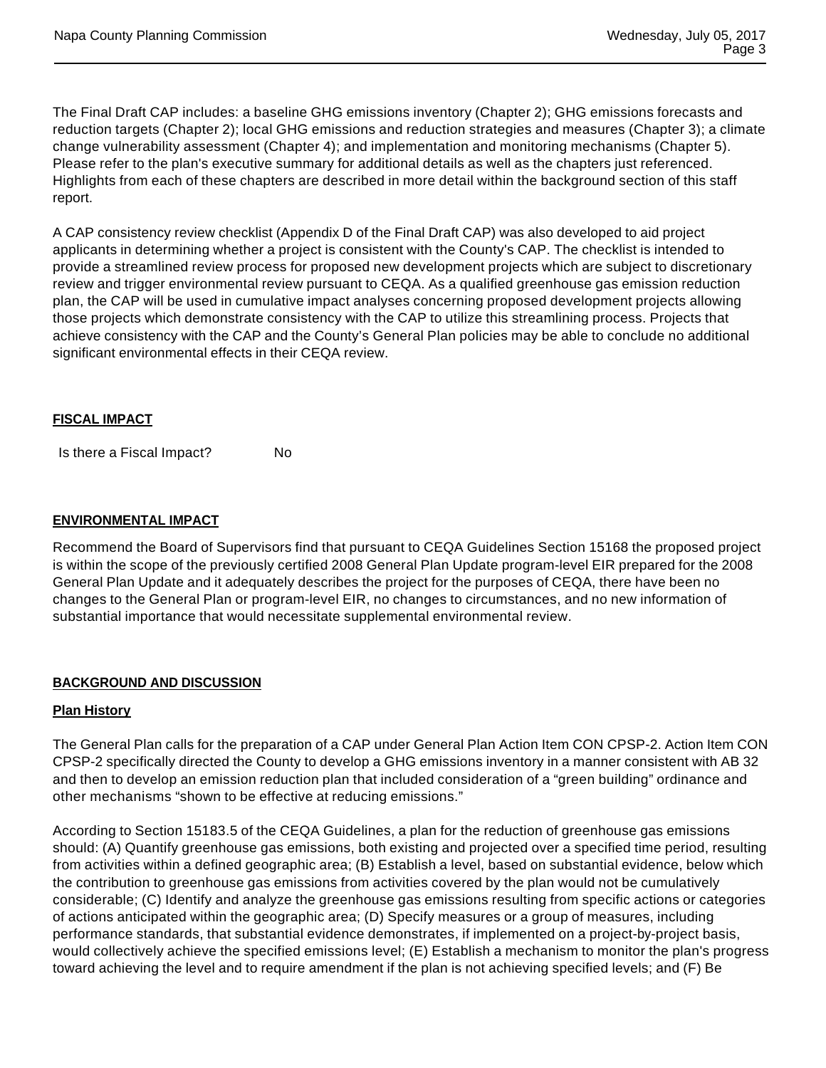The Final Draft CAP includes: a baseline GHG emissions inventory (Chapter 2); GHG emissions forecasts and reduction targets (Chapter 2); local GHG emissions and reduction strategies and measures (Chapter 3); a climate change vulnerability assessment (Chapter 4); and implementation and monitoring mechanisms (Chapter 5). Please refer to the plan's executive summary for additional details as well as the chapters just referenced. Highlights from each of these chapters are described in more detail within the background section of this staff report.

A CAP consistency review checklist (Appendix D of the Final Draft CAP) was also developed to aid project applicants in determining whether a project is consistent with the County's CAP. The checklist is intended to provide a streamlined review process for proposed new development projects which are subject to discretionary review and trigger environmental review pursuant to CEQA. As a qualified greenhouse gas emission reduction plan, the CAP will be used in cumulative impact analyses concerning proposed development projects allowing those projects which demonstrate consistency with the CAP to utilize this streamlining process. Projects that achieve consistency with the CAP and the County's General Plan policies may be able to conclude no additional significant environmental effects in their CEQA review.

**FISCAL IMPACT**

Is there a Fiscal Impact? No

**ENVIRONMENTAL IMPACT**

Recommend the Board of Supervisors find that pursuant to CEQA Guidelines Section 15168 the proposed project is within the scope of the previously certified 2008 General Plan Update program-level EIR prepared for the 2008 General Plan Update and it adequately describes the project for the purposes of CEQA, there have been no changes to the General Plan or program-level EIR, no changes to circumstances, and no new information of substantial importance that would necessitate supplemental environmental review.

**BACKGROUND AND DISCUSSION**

**Plan History**

The General Plan calls for the preparation of a CAP under General Plan Action Item CON CPSP-2. Action Item CON CPSP-2 specifically directed the County to develop a GHG emissions inventory in a manner consistent with AB 32 and then to develop an emission reduction plan that included consideration of a "green building" ordinance and other mechanisms "shown to be effective at reducing emissions."

According to Section 15183.5 of the CEQA Guidelines, a plan for the reduction of greenhouse gas emissions should: (A) Quantify greenhouse gas emissions, both existing and projected over a specified time period, resulting from activities within a defined geographic area; (B) Establish a level, based on substantial evidence, below which the contribution to greenhouse gas emissions from activities covered by the plan would not be cumulatively considerable; (C) Identify and analyze the greenhouse gas emissions resulting from specific actions or categories of actions anticipated within the geographic area; (D) Specify measures or a group of measures, including performance standards, that substantial evidence demonstrates, if implemented on a project-by-project basis, would collectively achieve the specified emissions level; (E) Establish a mechanism to monitor the plan's progress toward achieving the level and to require amendment if the plan is not achieving specified levels; and (F) Be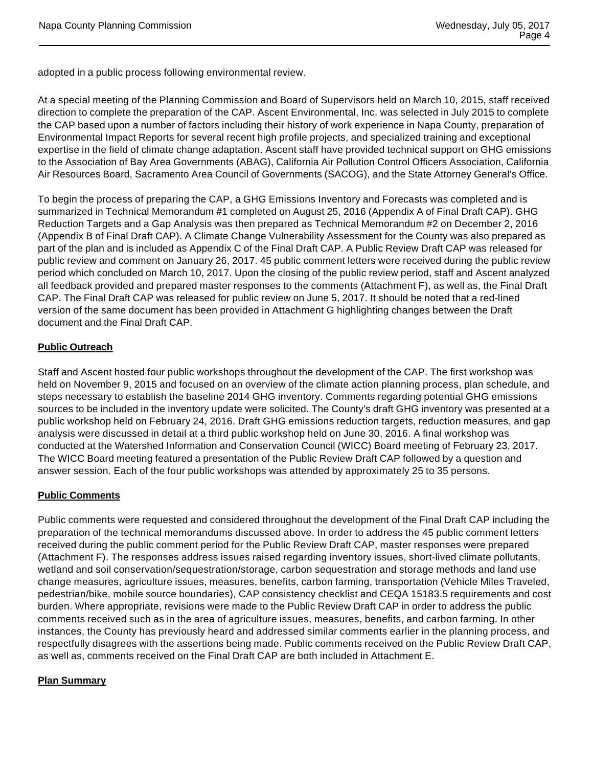adopted in a public process following environmental review.

At a special meeting of the Planning Commission and Board of Supervisors held on March 10, 2015, staff received direction to complete the preparation of the CAP. Ascent Environmental, Inc. was selected in July 2015 to complete the CAP based upon a number of factors including their history of work experience in Napa County, preparation of Environmental Impact Reports for several recent high profile projects, and specialized training and exceptional expertise in the field of climate change adaptation. Ascent staff have provided technical support on GHG emissions to the Association of Bay Area Governments (ABAG), California Air Pollution Control Officers Association, California Air Resources Board, Sacramento Area Council of Governments (SACOG), and the State Attorney General's Office.

To begin the process of preparing the CAP, a GHG Emissions Inventory and Forecasts was completed and is summarized in Technical Memorandum #1 completed on August 25, 2016 (Appendix A of Final Draft CAP). GHG Reduction Targets and a Gap Analysis was then prepared as Technical Memorandum #2 on December 2, 2016 (Appendix B of Final Draft CAP). A Climate Change Vulnerability Assessment for the County was also prepared as part of the plan and is included as Appendix C of the Final Draft CAP. A Public Review Draft CAP was released for public review and comment on January 26, 2017. 45 public comment letters were received during the public review period which concluded on March 10, 2017. Upon the closing of the public review period, staff and Ascent analyzed all feedback provided and prepared master responses to the comments (Attachment F), as well as, the Final Draft CAP. The Final Draft CAP was released for public review on June 5, 2017. It should be noted that a red-lined version of the same document has been provided in Attachment G highlighting changes between the Draft document and the Final Draft CAP.

**Public Outreach**

Staff and Ascent hosted four public workshops throughout the development of the CAP. The first workshop was held on November 9, 2015 and focused on an overview of the climate action planning process, plan schedule, and steps necessary to establish the baseline 2014 GHG inventory. Comments regarding potential GHG emissions sources to be included in the inventory update were solicited. The County's draft GHG inventory was presented at a public workshop held on February 24, 2016. Draft GHG emissions reduction targets, reduction measures, and gap analysis were discussed in detail at a third public workshop held on June 30, 2016. A final workshop was conducted at the Watershed Information and Conservation Council (WICC) Board meeting of February 23, 2017. The WICC Board meeting featured a presentation of the Public Review Draft CAP followed by a question and answer session. Each of the four public workshops was attended by approximately 25 to 35 persons.

**Public Comments**

Public comments were requested and considered throughout the development of the Final Draft CAP including the preparation of the technical memorandums discussed above. In order to address the 45 public comment letters received during the public comment period for the Public Review Draft CAP, master responses were prepared (Attachment F). The responses address issues raised regarding inventory issues, short-lived climate pollutants, wetland and soil conservation/sequestration/storage, carbon sequestration and storage methods and land use change measures, agriculture issues, measures, benefits, carbon farming, transportation (Vehicle Miles Traveled, pedestrian/bike, mobile source boundaries), CAP consistency checklist and CEQA 15183.5 requirements and cost burden. Where appropriate, revisions were made to the Public Review Draft CAP in order to address the public comments received such as in the area of agriculture issues, measures, benefits, and carbon farming. In other instances, the County has previously heard and addressed similar comments earlier in the planning process, and respectfully disagrees with the assertions being made. Public comments received on the Public Review Draft CAP, as well as, comments received on the Final Draft CAP are both included in Attachment E.

**Plan Summary**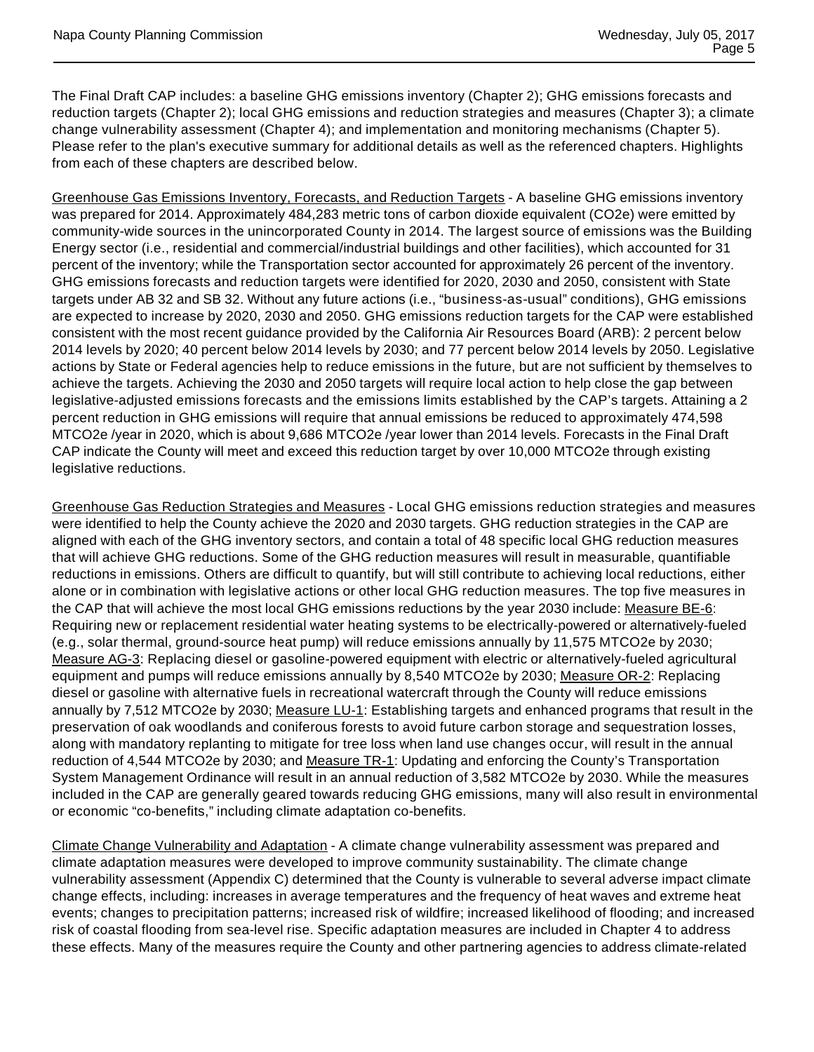The Final Draft CAP includes: a baseline GHG emissions inventory (Chapter 2); GHG emissions forecasts and reduction targets (Chapter 2); local GHG emissions and reduction strategies and measures (Chapter 3); a climate change vulnerability assessment (Chapter 4); and implementation and monitoring mechanisms (Chapter 5). Please refer to the plan's executive summary for additional details as well as the referenced chapters. Highlights from each of these chapters are described below.

<u>Greenhouse Gas Emissions Inventory, Forecasts, and Reduction Targets</u> - A baseline GHG emissions inventory was prepared for 2014. Approximately 484,283 metric tons of carbon dioxide equivalent ($CO_2e$) were emitted by community-wide sources in the unincorporated County in 2014. The largest source of emissions was the Building Energy sector (i.e., residential and commercial/industrial buildings and other facilities), which accounted for 31 percent of the inventory; while the Transportation sector accounted for approximately 26 percent of the inventory. GHG emissions forecasts and reduction targets were identified for 2020, 2030 and 2050, consistent with State targets under AB 32 and SB 32. Without any future actions (i.e., "business-as-usual" conditions), GHG emissions are expected to increase by 2020, 2030 and 2050. GHG emissions reduction targets for the CAP were established consistent with the most recent guidance provided by the California Air Resources Board (ARB): 2 percent below 2014 levels by 2020; 40 percent below 2014 levels by 2030; and 77 percent below 2014 levels by 2050. Legislative actions by State or Federal agencies help to reduce emissions in the future, but are not sufficient by themselves to achieve the targets. Achieving the 2030 and 2050 targets will require local action to help close the gap between legislative-adjusted emissions forecasts and the emissions limits established by the CAP's targets. Attaining a 2 percent reduction in GHG emissions will require that annual emissions be reduced to approximately 474,598 $MTCO_2e$ /year in 2020, which is about 9,686 $MTCO_2e$ /year lower than 2014 levels. Forecasts in the Final Draft CAP indicate the County will meet and exceed this reduction target by over 10,000 $MTCO_2e$ through existing legislative reductions.

<u>Greenhouse Gas Reduction Strategies and Measures</u> - Local GHG emissions reduction strategies and measures were identified to help the County achieve the 2020 and 2030 targets. GHG reduction strategies in the CAP are aligned with each of the GHG inventory sectors, and contain a total of 48 specific local GHG reduction measures that will achieve GHG reductions. Some of the GHG reduction measures will result in measurable, quantifiable reductions in emissions. Others are difficult to quantify, but will still contribute to achieving local reductions, either alone or in combination with legislative actions or other local GHG reduction measures. The top five measures in the CAP that will achieve the most local GHG emissions reductions by the year 2030 include: <u>Measure BE-6</u>: Requiring new or replacement residential water heating systems to be electrically-powered or alternatively-fueled (e.g., solar thermal, ground-source heat pump) will reduce emissions annually by 11,575 $MTCO_2e$ by 2030; <u>Measure AG-3</u>: Replacing diesel or gasoline-powered equipment with electric or alternatively-fueled agricultural equipment and pumps will reduce emissions annually by 8,540 $MTCO_2e$ by 2030; <u>Measure OR-2</u>: Replacing diesel or gasoline with alternative fuels in recreational watercraft through the County will reduce emissions annually by 7,512 $MTCO_2e$ by 2030; <u>Measure LU-1</u>: Establishing targets and enhanced programs that result in the preservation of oak woodlands and coniferous forests to avoid future carbon storage and sequestration losses, along with mandatory replanting to mitigate for tree loss when land use changes occur, will result in the annual reduction of 4,544 $MTCO_2e$ by 2030; and <u>Measure TR-1</u>: Updating and enforcing the County's Transportation System Management Ordinance will result in an annual reduction of 3,582 $MTCO_2e$ by 2030. While the measures included in the CAP are generally geared towards reducing GHG emissions, many will also result in environmental or economic "co-benefits," including climate adaptation co-benefits.

<u>Climate Change Vulnerability and Adaptation</u> - A climate change vulnerability assessment was prepared and climate adaptation measures were developed to improve community sustainability. The climate change vulnerability assessment (Appendix C) determined that the County is vulnerable to several adverse impact climate change effects, including: increases in average temperatures and the frequency of heat waves and extreme heat events; changes to precipitation patterns; increased risk of wildfire; increased likelihood of flooding; and increased risk of coastal flooding from sea-level rise. Specific adaptation measures are included in Chapter 4 to address these effects. Many of the measures require the County and other partnering agencies to address climate-related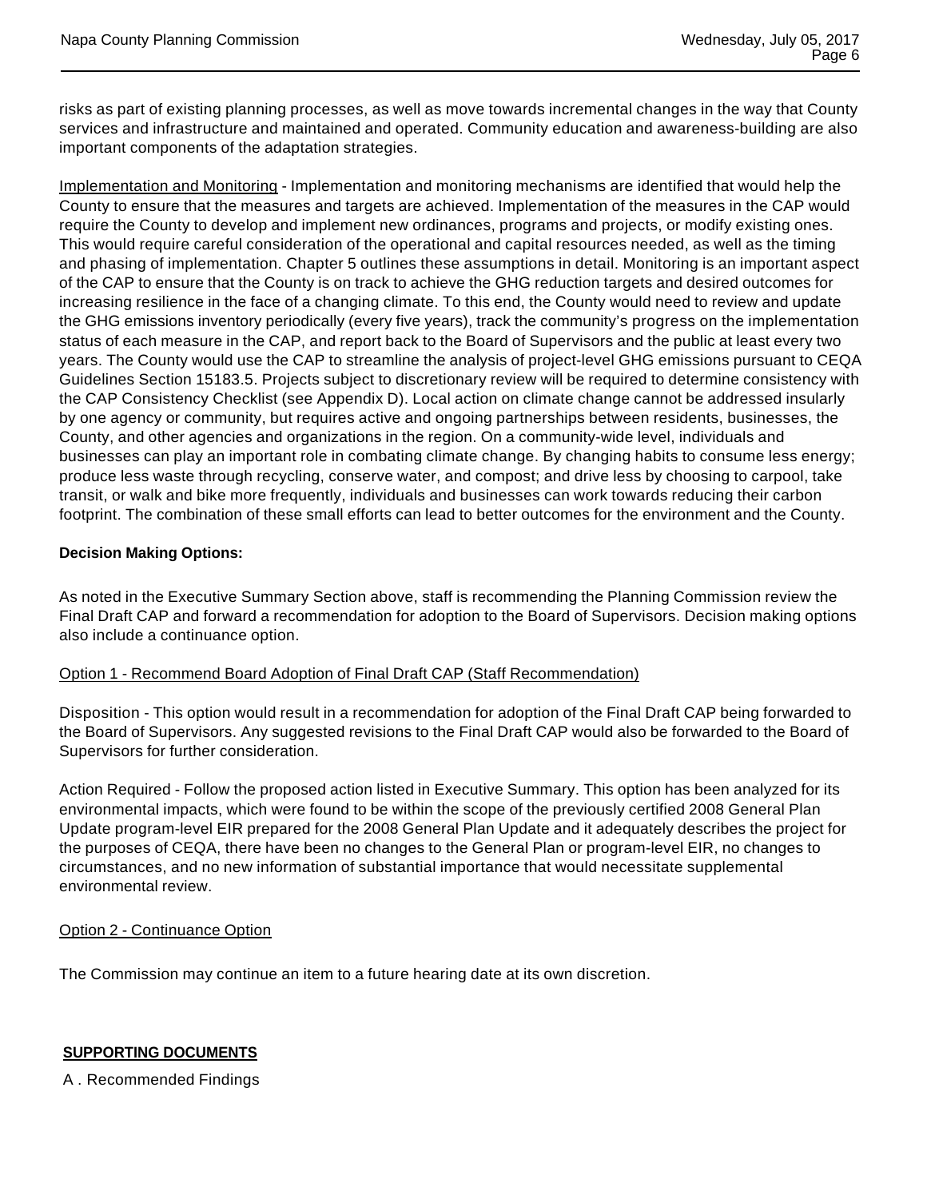risks as part of existing planning processes, as well as move towards incremental changes in the way that County services and infrastructure and maintained and operated. Community education and awareness-building are also important components of the adaptation strategies.

<u>Implementation and Monitoring</u> - Implementation and monitoring mechanisms are identified that would help the County to ensure that the measures and targets are achieved. Implementation of the measures in the CAP would require the County to develop and implement new ordinances, programs and projects, or modify existing ones. This would require careful consideration of the operational and capital resources needed, as well as the timing and phasing of implementation. Chapter 5 outlines these assumptions in detail. Monitoring is an important aspect of the CAP to ensure that the County is on track to achieve the GHG reduction targets and desired outcomes for increasing resilience in the face of a changing climate. To this end, the County would need to review and update the GHG emissions inventory periodically (every five years), track the community's progress on the implementation status of each measure in the CAP, and report back to the Board of Supervisors and the public at least every two years. The County would use the CAP to streamline the analysis of project-level GHG emissions pursuant to CEQA Guidelines Section 15183.5. Projects subject to discretionary review will be required to determine consistency with the CAP Consistency Checklist (see Appendix D). Local action on climate change cannot be addressed insularly by one agency or community, but requires active and ongoing partnerships between residents, businesses, the County, and other agencies and organizations in the region. On a community-wide level, individuals and businesses can play an important role in combating climate change. By changing habits to consume less energy; produce less waste through recycling, conserve water, and compost; and drive less by choosing to carpool, take transit, or walk and bike more frequently, individuals and businesses can work towards reducing their carbon footprint. The combination of these small efforts can lead to better outcomes for the environment and the County.

**Decision Making Options:**

As noted in the Executive Summary Section above, staff is recommending the Planning Commission review the Final Draft CAP and forward a recommendation for adoption to the Board of Supervisors. Decision making options also include a continuance option.

<u>Option 1 - Recommend Board Adoption of Final Draft CAP (Staff Recommendation)</u>

Disposition - This option would result in a recommendation for adoption of the Final Draft CAP being forwarded to the Board of Supervisors. Any suggested revisions to the Final Draft CAP would also be forwarded to the Board of Supervisors for further consideration.

Action Required - Follow the proposed action listed in Executive Summary. This option has been analyzed for its environmental impacts, which were found to be within the scope of the previously certified 2008 General Plan Update program-level EIR prepared for the 2008 General Plan Update and it adequately describes the project for the purposes of CEQA, there have been no changes to the General Plan or program-level EIR, no changes to circumstances, and no new information of substantial importance that would necessitate supplemental environmental review.

<u>Option 2 - Continuance Option</u>

The Commission may continue an item to a future hearing date at its own discretion.

**<u>SUPPORTING DOCUMENTS</u>**

A . Recommended Findings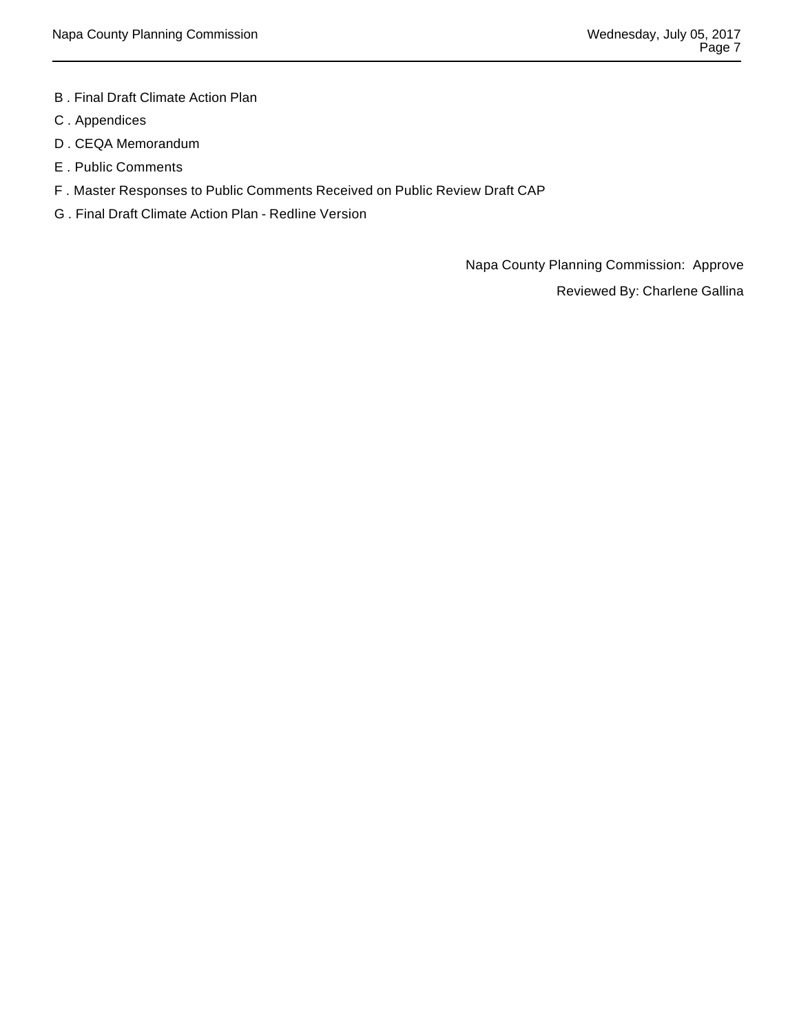B . Final Draft Climate Action Plan

C . Appendices

D . CEQA Memorandum

E . Public Comments

F . Master Responses to Public Comments Received on Public Review Draft CAP

G . Final Draft Climate Action Plan - Redline Version

Napa County Planning Commission: Approve

Reviewed By: Charlene Gallina